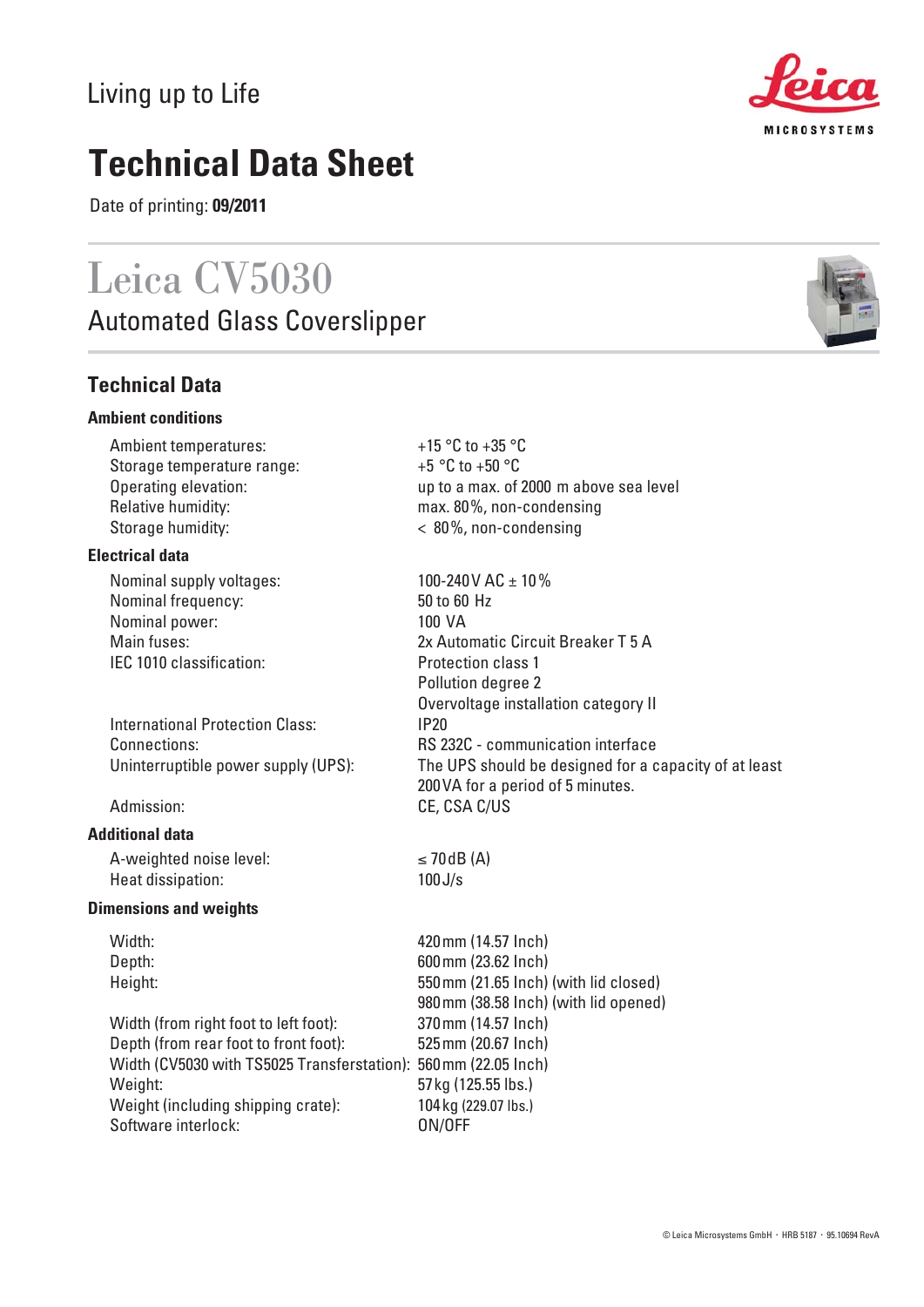Living up to Life

# Technical Data Sheet

Date of printing: **09/2011**

## Leica CV5030

Automated Glass Coverslipper

## Technical Data

### Ambient conditions

| | |
|---|---|
| Ambient temperatures: | +15 °C to +35 °C |
| Storage temperature range: | +5 °C to +50 °C |
| Operating elevation: | up to a max. of 2000 m above sea level |
| Relative humidity: | max. 80 %, non-condensing |
| Storage humidity: | < 80 %, non-condensing |

### Electrical data

| | |
|---|---|
| Nominal supply voltages: | 100-240 V AC ± 10 % |
| Nominal frequency: | 50 to 60 Hz |
| Nominal power: | 100 VA |
| Main fuses: | 2x Automatic Circuit Breaker T 5 A |
| IEC 1010 classification: | Protection class 1<br>Pollution degree 2<br>Overvoltage installation category II |
| International Protection Class: | IP20 |
| Connections: | RS 232C - communication interface |
| Uninterruptible power supply (UPS): | The UPS should be designed for a capacity of at least 200 VA for a period of 5 minutes. |
| Admission: | CE, CSA C/US |

### Additional data

| | |
|---|---|
| A-weighted noise level: | ≤ 70 dB (A) |
| Heat dissipation: | 100 J/s |

### Dimensions and weights

| | |
|---|---|
| Width: | 420 mm (14.57 Inch) |
| Depth: | 600 mm (23.62 Inch) |
| Height: | 550 mm (21.65 Inch) (with lid closed)<br>980 mm (38.58 Inch) (with lid opened) |
| Width (from right foot to left foot): | 370 mm (14.57 Inch) |
| Depth (from rear foot to front foot): | 525 mm (20.67 Inch) |
| Width (CV5030 with TS5025 Transferstation): | 560 mm (22.05 Inch) |
| Weight: | 57 kg (125.55 lbs.) |
| Weight (including shipping crate): | 104 kg (229.07 lbs.) |
| Software interlock: | ON/OFF |

© Leica Microsystems GmbH · HRB 5187 · 95.10694 RevA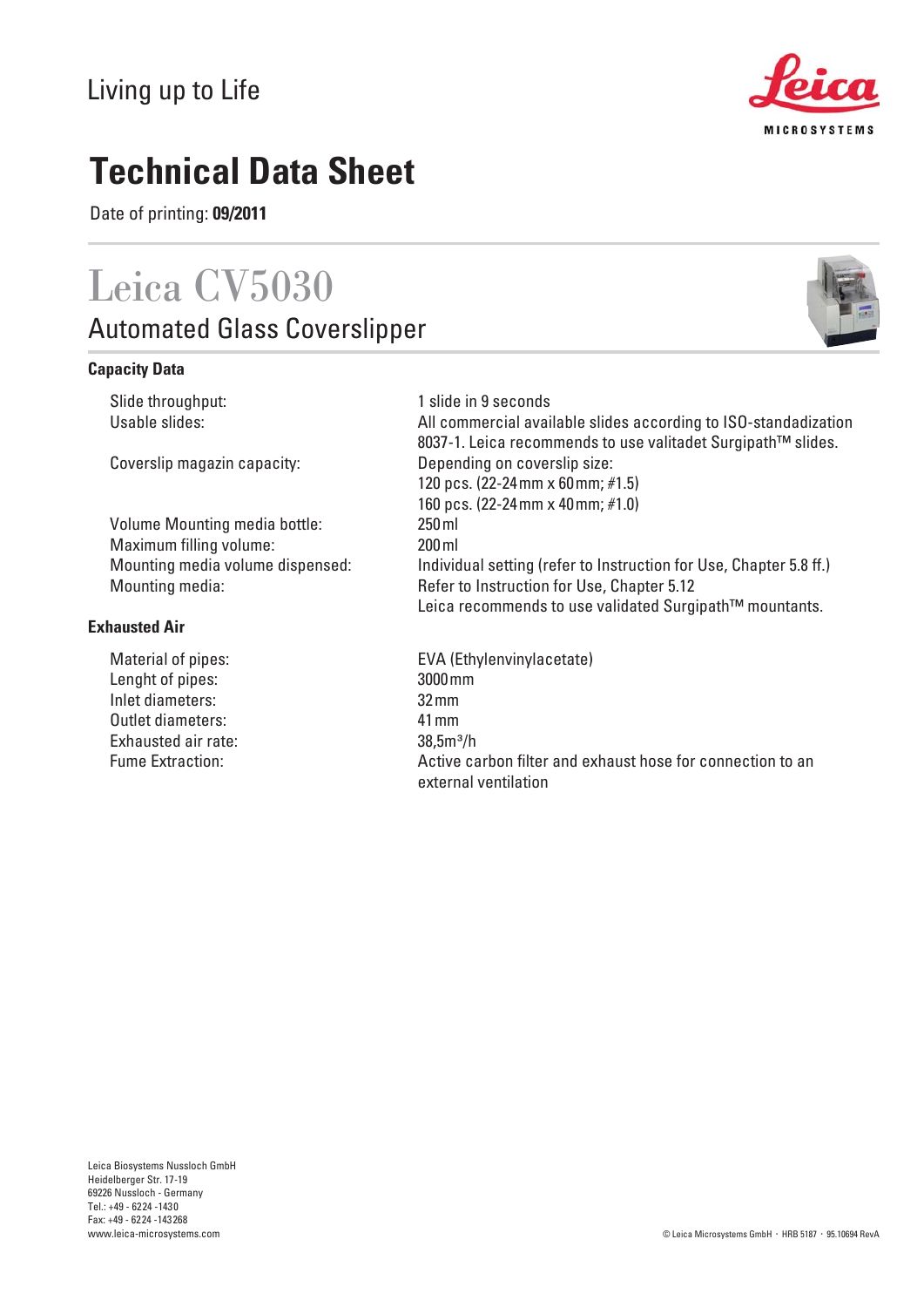Living up to Life

# Technical Data Sheet

Date of printing: **09/2011**

## Leica CV5030

### Automated Glass Coverslipper

**Capacity Data**

| | |
|---|---|
| Slide throughput: | 1 slide in 9 seconds |
| Usable slides: | All commercial available slides according to ISO-standadization 8037-1. Leica recommends to use valitadet Surgipath™ slides. |
| Coverslip magazin capacity: | Depending on coverslip size: 120 pcs. (22-24 mm x 60 mm; #1.5) 160 pcs. (22-24 mm x 40 mm; #1.0) |
| Volume Mounting media bottle: | 250 ml |
| Maximum filling volume: | 200 ml |
| Mounting media volume dispensed: | Individual setting (refer to Instruction for Use, Chapter 5.8 ff.) |
| Mounting media: | Refer to Instruction for Use, Chapter 5.12 Leica recommends to use validated Surgipath™ mountants. |

**Exhausted Air**

| | |
|---|---|
| Material of pipes: | EVA (Ethylenvinylacetate) |
| Lenght of pipes: | 3000 mm |
| Inlet diameters: | 32 mm |
| Outlet diameters: | 41 mm |
| Exhausted air rate: | 38,5m³/h |
| Fume Extraction: | Active carbon filter and exhaust hose for connection to an external ventilation |

Leica Biosystems Nussloch GmbH
Heidelberger Str. 17-19
69226 Nussloch - Germany
Tel.: +49 - 6224 -1430
Fax: +49 - 6224 -143268
www.leica-microsystems.com

© Leica Microsystems GmbH · HRB 5187 · 95.10694 RevA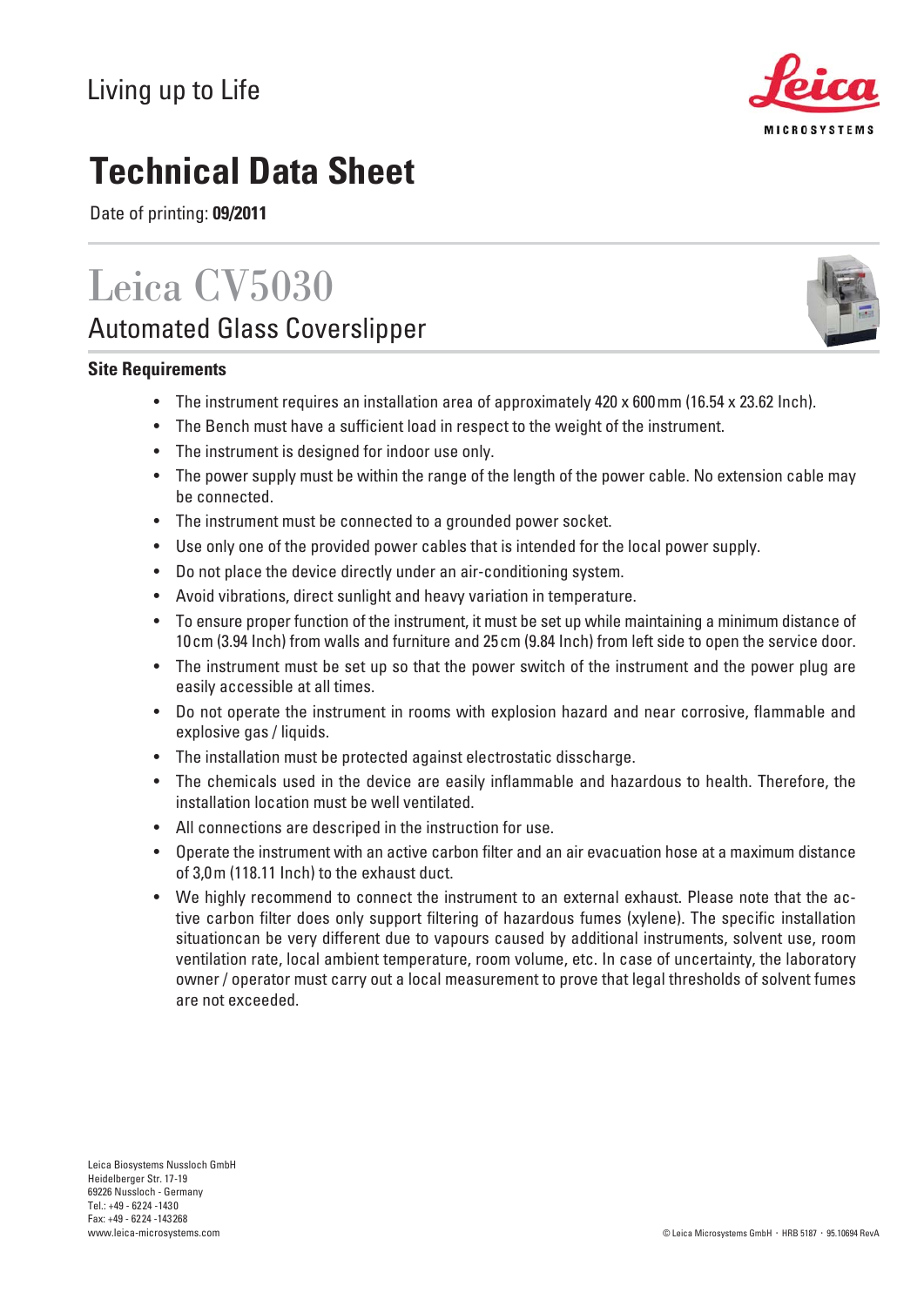Living up to Life

# Technical Data Sheet

Date of printing: **09/2011**

# Leica CV5030

## Automated Glass Coverslipper

### Site Requirements

- The instrument requires an installation area of approximately 420 x 600 mm (16.54 x 23.62 Inch).
- The Bench must have a sufficient load in respect to the weight of the instrument.
- The instrument is designed for indoor use only.
- The power supply must be within the range of the length of the power cable. No extension cable may be connected.
- The instrument must be connected to a grounded power socket.
- Use only one of the provided power cables that is intended for the local power supply.
- Do not place the device directly under an air-conditioning system.
- Avoid vibrations, direct sunlight and heavy variation in temperature.
- To ensure proper function of the instrument, it must be set up while maintaining a minimum distance of 10 cm (3.94 Inch) from walls and furniture and 25 cm (9.84 Inch) from left side to open the service door.
- The instrument must be set up so that the power switch of the instrument and the power plug are easily accessible at all times.
- Do not operate the instrument in rooms with explosion hazard and near corrosive, flammable and explosive gas / liquids.
- The installation must be protected against electrostatic disscharge.
- The chemicals used in the device are easily inflammable and hazardous to health. Therefore, the installation location must be well ventilated.
- All connections are descriped in the instruction for use.
- Operate the instrument with an active carbon filter and an air evacuation hose at a maximum distance of 3,0 m (118.11 Inch) to the exhaust duct.
- We highly recommend to connect the instrument to an external exhaust. Please note that the active carbon filter does only support filtering of hazardous fumes (xylene). The specific installation situationcan be very different due to vapours caused by additional instruments, solvent use, room ventilation rate, local ambient temperature, room volume, etc. In case of uncertainty, the laboratory owner / operator must carry out a local measurement to prove that legal thresholds of solvent fumes are not exceeded.

Leica Biosystems Nussloch GmbH
Heidelberger Str. 17-19
69226 Nussloch - Germany
Tel.: +49 - 6224 -1430
Fax: +49 - 6224 -143268
www.leica-microsystems.com

© Leica Microsystems GmbH · HRB 5187 · 95.10694 RevA